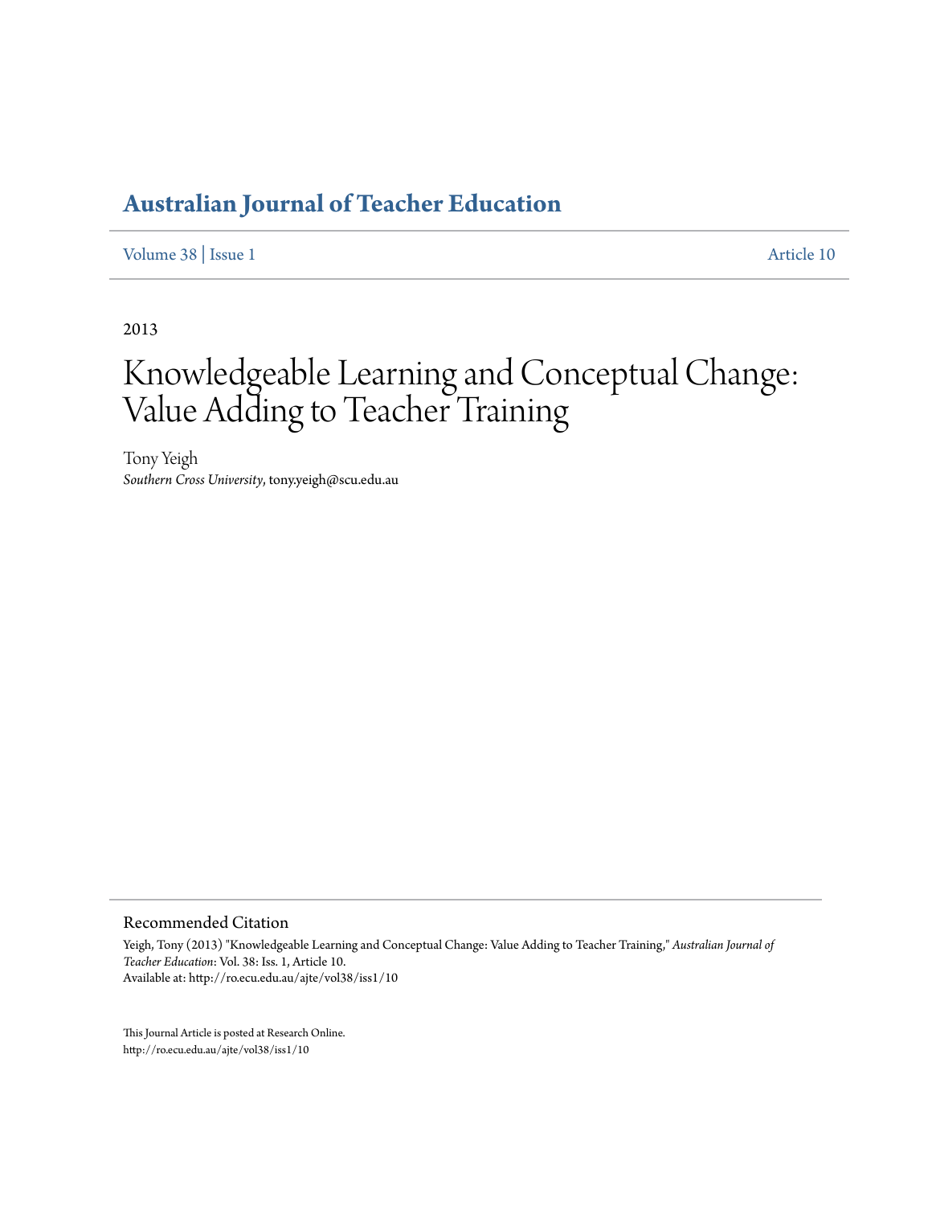# Australian Journal of Teacher Education

Volume 38 | Issue 1 Article 10

2013

# Knowledgeable Learning and Conceptual Change: Value Adding to Teacher Training

Tony Yeigh
*Southern Cross University*, tony.yeigh@scu.edu.au

## Recommended Citation

Yeigh, Tony (2013) "Knowledgeable Learning and Conceptual Change: Value Adding to Teacher Training," *Australian Journal of Teacher Education*: Vol. 38: Iss. 1, Article 10.
Available at: http://ro.ecu.edu.au/ajte/vol38/iss1/10

This Journal Article is posted at Research Online.
http://ro.ecu.edu.au/ajte/vol38/iss1/10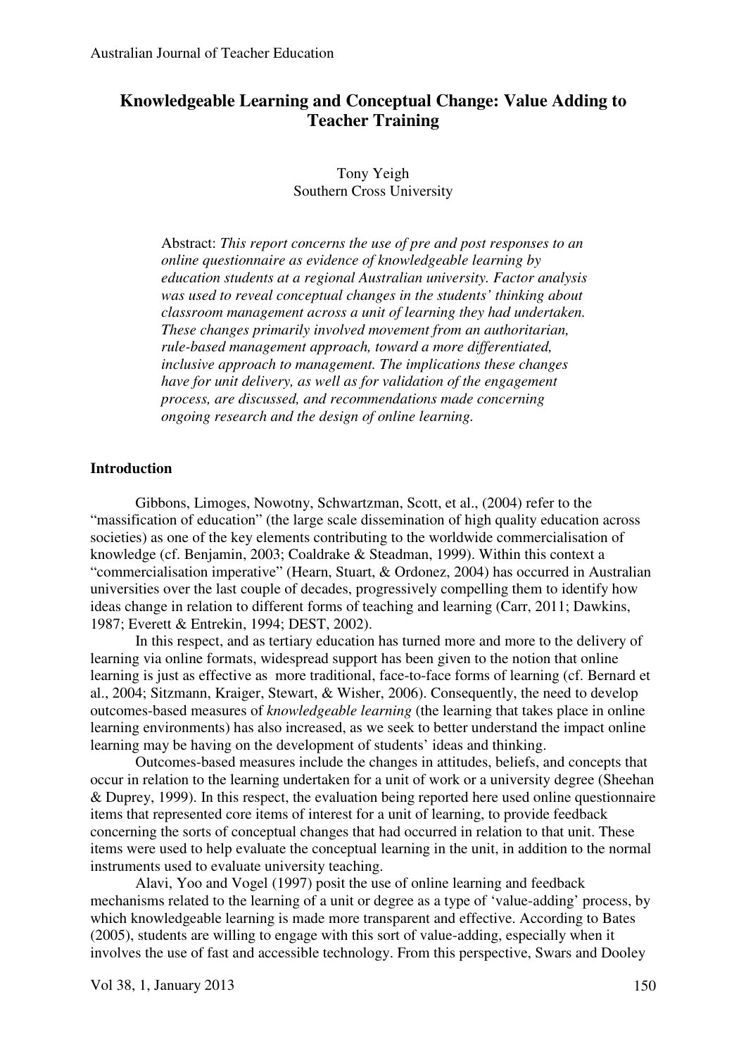# Knowledgeable Learning and Conceptual Change: Value Adding to Teacher Training

Tony Yeigh
Southern Cross University

Abstract: *This report concerns the use of pre and post responses to an online questionnaire as evidence of knowledgeable learning by education students at a regional Australian university. Factor analysis was used to reveal conceptual changes in the students' thinking about classroom management across a unit of learning they had undertaken. These changes primarily involved movement from an authoritarian, rule-based management approach, toward a more differentiated, inclusive approach to management. The implications these changes have for unit delivery, as well as for validation of the engagement process, are discussed, and recommendations made concerning ongoing research and the design of online learning.*

## Introduction

Gibbons, Limoges, Nowotny, Schwartzman, Scott, et al., (2004) refer to the "massification of education" (the large scale dissemination of high quality education across societies) as one of the key elements contributing to the worldwide commercialisation of knowledge (cf. Benjamin, 2003; Coaldrake & Steadman, 1999). Within this context a "commercialisation imperative" (Hearn, Stuart, & Ordonez, 2004) has occurred in Australian universities over the last couple of decades, progressively compelling them to identify how ideas change in relation to different forms of teaching and learning (Carr, 2011; Dawkins, 1987; Everett & Entrekin, 1994; DEST, 2002).

In this respect, and as tertiary education has turned more and more to the delivery of learning via online formats, widespread support has been given to the notion that online learning is just as effective as more traditional, face-to-face forms of learning (cf. Bernard et al., 2004; Sitzmann, Kraiger, Stewart, & Wisher, 2006). Consequently, the need to develop outcomes-based measures of *knowledgeable learning* (the learning that takes place in online learning environments) has also increased, as we seek to better understand the impact online learning may be having on the development of students' ideas and thinking.

Outcomes-based measures include the changes in attitudes, beliefs, and concepts that occur in relation to the learning undertaken for a unit of work or a university degree (Sheehan & Duprey, 1999). In this respect, the evaluation being reported here used online questionnaire items that represented core items of interest for a unit of learning, to provide feedback concerning the sorts of conceptual changes that had occurred in relation to that unit. These items were used to help evaluate the conceptual learning in the unit, in addition to the normal instruments used to evaluate university teaching.

Alavi, Yoo and Vogel (1997) posit the use of online learning and feedback mechanisms related to the learning of a unit or degree as a type of 'value-adding' process, by which knowledgeable learning is made more transparent and effective. According to Bates (2005), students are willing to engage with this sort of value-adding, especially when it involves the use of fast and accessible technology. From this perspective, Swars and Dooley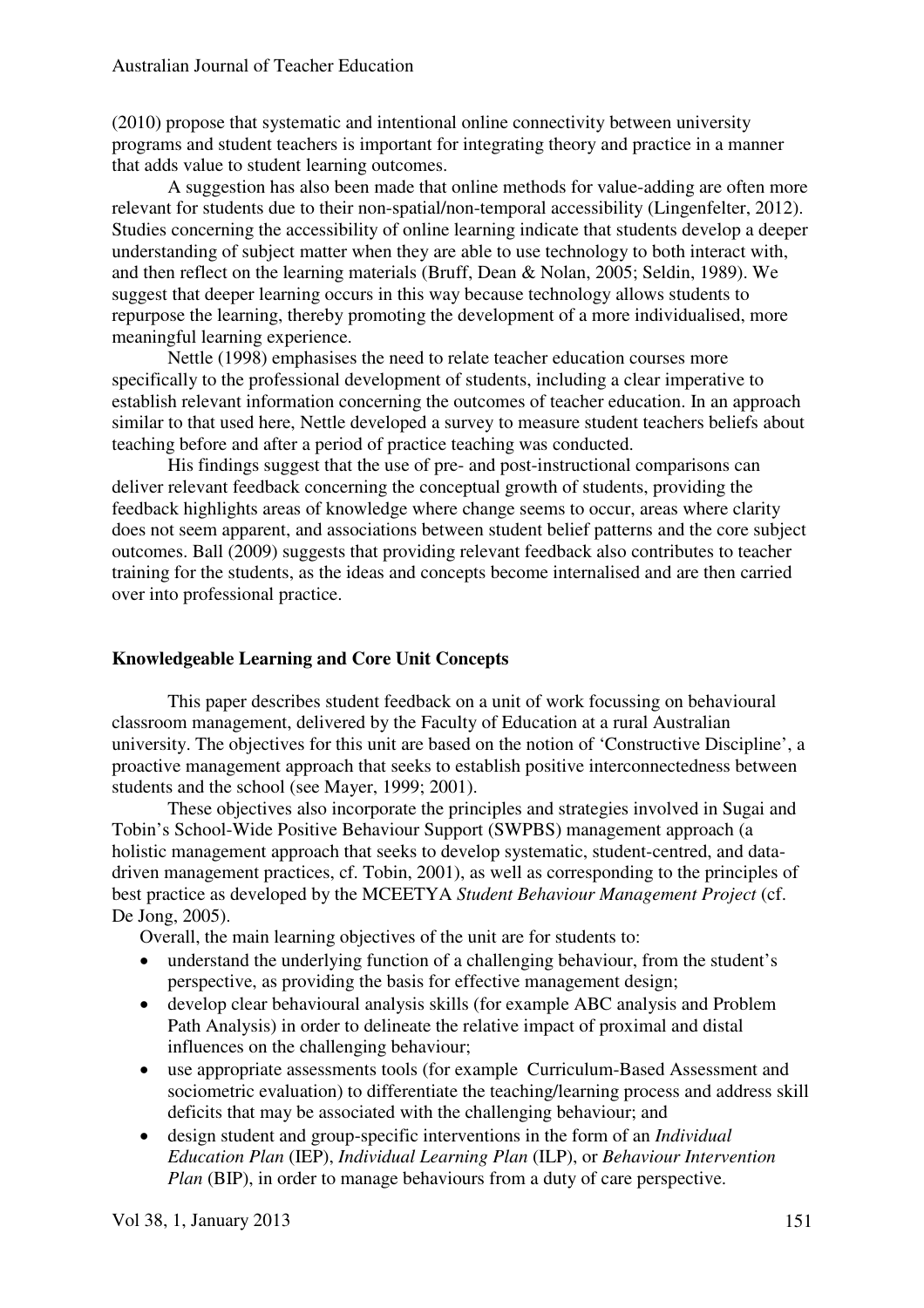(2010) propose that systematic and intentional online connectivity between university programs and student teachers is important for integrating theory and practice in a manner that adds value to student learning outcomes.

A suggestion has also been made that online methods for value-adding are often more relevant for students due to their non-spatial/non-temporal accessibility (Lingenfelter, 2012). Studies concerning the accessibility of online learning indicate that students develop a deeper understanding of subject matter when they are able to use technology to both interact with, and then reflect on the learning materials (Bruff, Dean & Nolan, 2005; Seldin, 1989). We suggest that deeper learning occurs in this way because technology allows students to repurpose the learning, thereby promoting the development of a more individualised, more meaningful learning experience.

Nettle (1998) emphasises the need to relate teacher education courses more specifically to the professional development of students, including a clear imperative to establish relevant information concerning the outcomes of teacher education. In an approach similar to that used here, Nettle developed a survey to measure student teachers beliefs about teaching before and after a period of practice teaching was conducted.

His findings suggest that the use of pre- and post-instructional comparisons can deliver relevant feedback concerning the conceptual growth of students, providing the feedback highlights areas of knowledge where change seems to occur, areas where clarity does not seem apparent, and associations between student belief patterns and the core subject outcomes. Ball (2009) suggests that providing relevant feedback also contributes to teacher training for the students, as the ideas and concepts become internalised and are then carried over into professional practice.

## Knowledgeable Learning and Core Unit Concepts

This paper describes student feedback on a unit of work focussing on behavioural classroom management, delivered by the Faculty of Education at a rural Australian university. The objectives for this unit are based on the notion of 'Constructive Discipline', a proactive management approach that seeks to establish positive interconnectedness between students and the school (see Mayer, 1999; 2001).

These objectives also incorporate the principles and strategies involved in Sugai and Tobin's School-Wide Positive Behaviour Support (SWPBS) management approach (a holistic management approach that seeks to develop systematic, student-centred, and data-driven management practices, cf. Tobin, 2001), as well as corresponding to the principles of best practice as developed by the MCEETYA *Student Behaviour Management Project* (cf. De Jong, 2005).

Overall, the main learning objectives of the unit are for students to:

- understand the underlying function of a challenging behaviour, from the student's perspective, as providing the basis for effective management design;
- develop clear behavioural analysis skills (for example ABC analysis and Problem Path Analysis) in order to delineate the relative impact of proximal and distal influences on the challenging behaviour;
- use appropriate assessments tools (for example Curriculum-Based Assessment and sociometric evaluation) to differentiate the teaching/learning process and address skill deficits that may be associated with the challenging behaviour; and
- design student and group-specific interventions in the form of an *Individual Education Plan* (IEP), *Individual Learning Plan* (ILP), or *Behaviour Intervention Plan* (BIP), in order to manage behaviours from a duty of care perspective.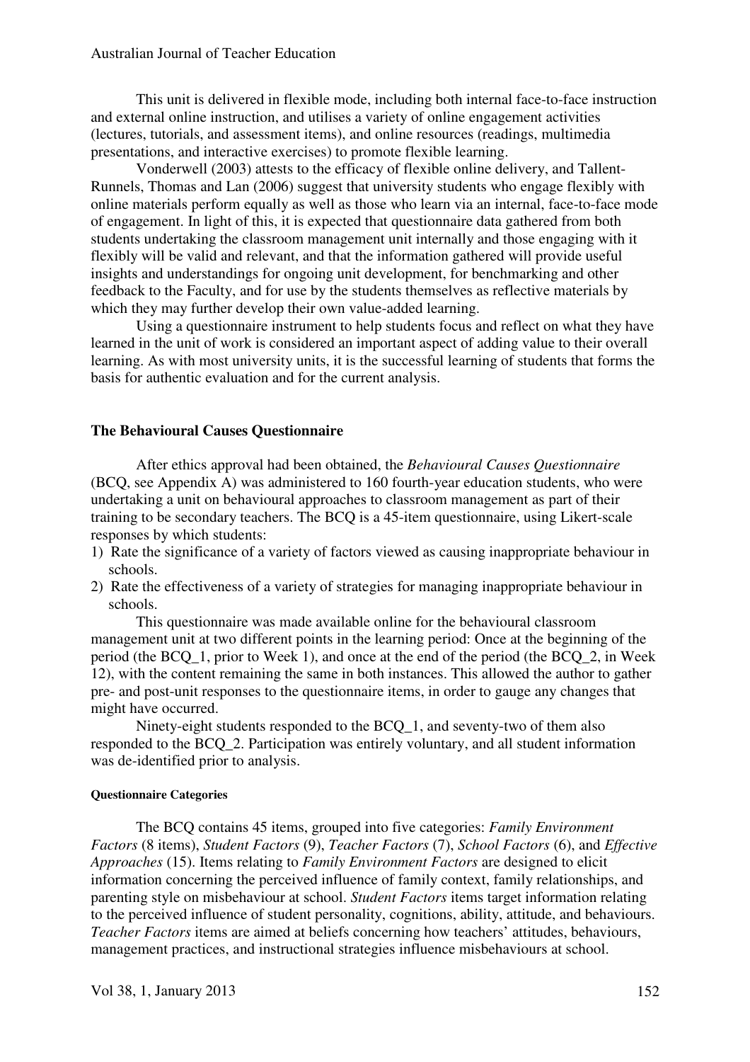This unit is delivered in flexible mode, including both internal face-to-face instruction and external online instruction, and utilises a variety of online engagement activities (lectures, tutorials, and assessment items), and online resources (readings, multimedia presentations, and interactive exercises) to promote flexible learning.

Vonderwell (2003) attests to the efficacy of flexible online delivery, and Tallent-Runnels, Thomas and Lan (2006) suggest that university students who engage flexibly with online materials perform equally as well as those who learn via an internal, face-to-face mode of engagement. In light of this, it is expected that questionnaire data gathered from both students undertaking the classroom management unit internally and those engaging with it flexibly will be valid and relevant, and that the information gathered will provide useful insights and understandings for ongoing unit development, for benchmarking and other feedback to the Faculty, and for use by the students themselves as reflective materials by which they may further develop their own value-added learning.

Using a questionnaire instrument to help students focus and reflect on what they have learned in the unit of work is considered an important aspect of adding value to their overall learning. As with most university units, it is the successful learning of students that forms the basis for authentic evaluation and for the current analysis.

## The Behavioural Causes Questionnaire

After ethics approval had been obtained, the *Behavioural Causes Questionnaire* (BCQ, see Appendix A) was administered to 160 fourth-year education students, who were undertaking a unit on behavioural approaches to classroom management as part of their training to be secondary teachers. The BCQ is a 45-item questionnaire, using Likert-scale responses by which students:

1) Rate the significance of a variety of factors viewed as causing inappropriate behaviour in schools.
2) Rate the effectiveness of a variety of strategies for managing inappropriate behaviour in schools.

This questionnaire was made available online for the behavioural classroom management unit at two different points in the learning period: Once at the beginning of the period (the BCQ_1, prior to Week 1), and once at the end of the period (the BCQ_2, in Week 12), with the content remaining the same in both instances. This allowed the author to gather pre- and post-unit responses to the questionnaire items, in order to gauge any changes that might have occurred.

Ninety-eight students responded to the BCQ_1, and seventy-two of them also responded to the BCQ_2. Participation was entirely voluntary, and all student information was de-identified prior to analysis.

### Questionnaire Categories

The BCQ contains 45 items, grouped into five categories: *Family Environment Factors* (8 items), *Student Factors* (9), *Teacher Factors* (7), *School Factors* (6), and *Effective Approaches* (15). Items relating to *Family Environment Factors* are designed to elicit information concerning the perceived influence of family context, family relationships, and parenting style on misbehaviour at school. *Student Factors* items target information relating to the perceived influence of student personality, cognitions, ability, attitude, and behaviours. *Teacher Factors* items are aimed at beliefs concerning how teachers' attitudes, behaviours, management practices, and instructional strategies influence misbehaviours at school.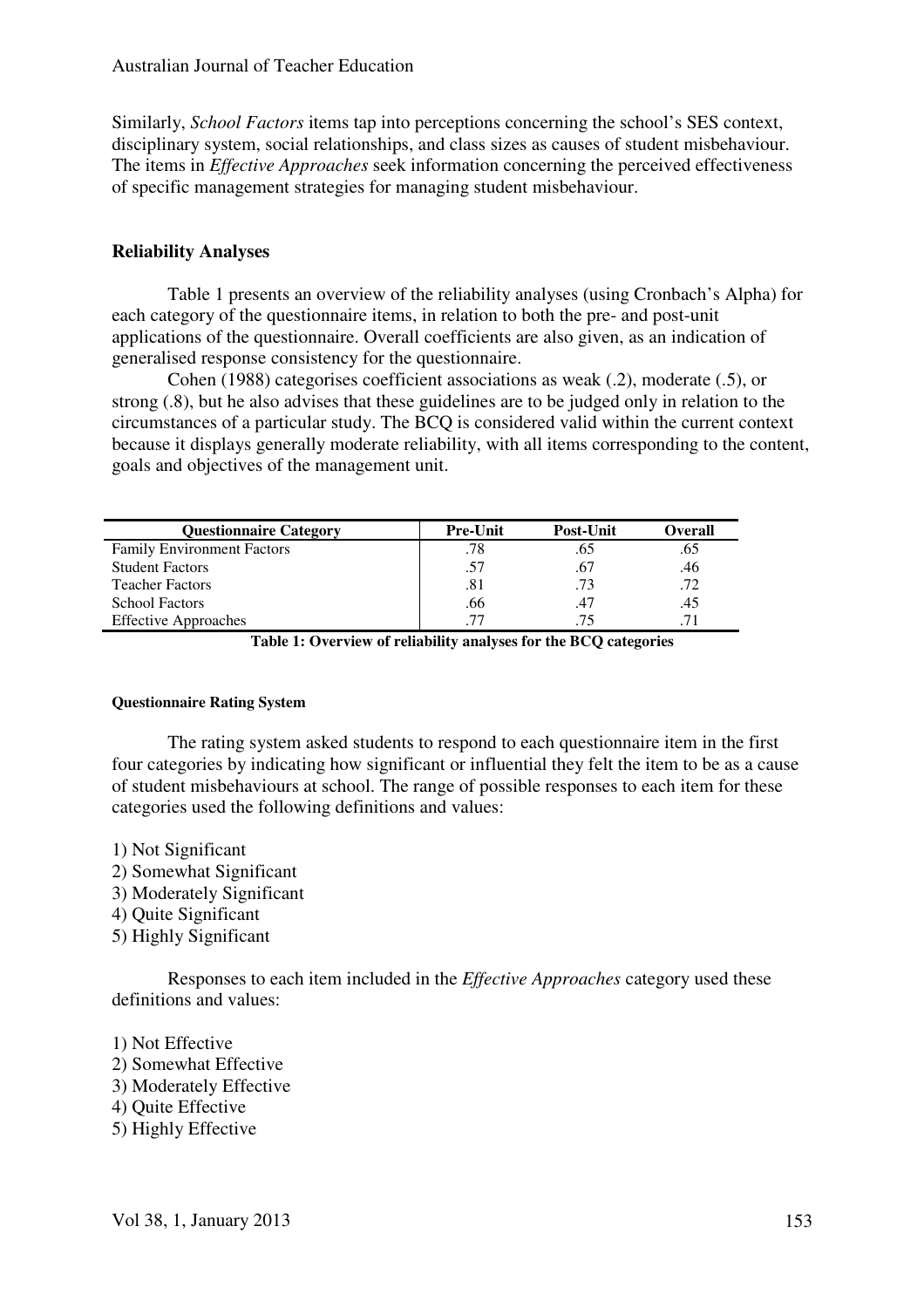Similarly, *School Factors* items tap into perceptions concerning the school's SES context, disciplinary system, social relationships, and class sizes as causes of student misbehaviour. The items in *Effective Approaches* seek information concerning the perceived effectiveness of specific management strategies for managing student misbehaviour.

## Reliability Analyses

Table 1 presents an overview of the reliability analyses (using Cronbach's Alpha) for each category of the questionnaire items, in relation to both the pre- and post-unit applications of the questionnaire. Overall coefficients are also given, as an indication of generalised response consistency for the questionnaire.

Cohen (1988) categorises coefficient associations as weak (.2), moderate (.5), or strong (.8), but he also advises that these guidelines are to be judged only in relation to the circumstances of a particular study. The BCQ is considered valid within the current context because it displays generally moderate reliability, with all items corresponding to the content, goals and objectives of the management unit.

| Questionnaire Category | Pre-Unit | Post-Unit | Overall |
|---|---|---|---|
| Family Environment Factors | .78 | .65 | .65 |
| Student Factors | .57 | .67 | .46 |
| Teacher Factors | .81 | .73 | .72 |
| School Factors | .66 | .47 | .45 |
| Effective Approaches | .77 | .75 | .71 |

**Table 1: Overview of reliability analyses for the BCQ categories**

#### Questionnaire Rating System

The rating system asked students to respond to each questionnaire item in the first four categories by indicating how significant or influential they felt the item to be as a cause of student misbehaviours at school. The range of possible responses to each item for these categories used the following definitions and values:

1) Not Significant
2) Somewhat Significant
3) Moderately Significant
4) Quite Significant
5) Highly Significant

Responses to each item included in the *Effective Approaches* category used these definitions and values:

1) Not Effective
2) Somewhat Effective
3) Moderately Effective
4) Quite Effective
5) Highly Effective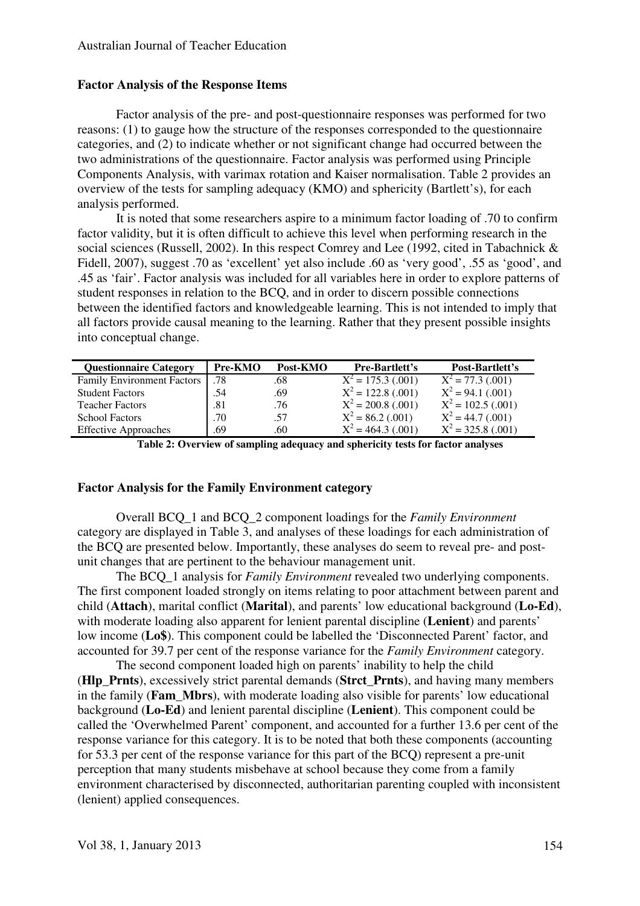### Factor Analysis of the Response Items

Factor analysis of the pre- and post-questionnaire responses was performed for two reasons: (1) to gauge how the structure of the responses corresponded to the questionnaire categories, and (2) to indicate whether or not significant change had occurred between the two administrations of the questionnaire. Factor analysis was performed using Principle Components Analysis, with varimax rotation and Kaiser normalisation. Table 2 provides an overview of the tests for sampling adequacy (KMO) and sphericity (Bartlett's), for each analysis performed.

It is noted that some researchers aspire to a minimum factor loading of .70 to confirm factor validity, but it is often difficult to achieve this level when performing research in the social sciences (Russell, 2002). In this respect Comrey and Lee (1992, cited in Tabachnick & Fidell, 2007), suggest .70 as 'excellent' yet also include .60 as 'very good', .55 as 'good', and .45 as 'fair'. Factor analysis was included for all variables here in order to explore patterns of student responses in relation to the BCQ, and in order to discern possible connections between the identified factors and knowledgeable learning. This is not intended to imply that all factors provide causal meaning to the learning. Rather that they present possible insights into conceptual change.

| Questionnaire Category | Pre-KMO | Post-KMO | Pre-Bartlett's | Post-Bartlett's |
|---|---|---|---|---|
| Family Environment Factors | .78 | .68 | $X^2 = 175.3$ (.001) | $X^2 = 77.3$ (.001) |
| Student Factors | .54 | .69 | $X^2 = 122.8$ (.001) | $X^2 = 94.1$ (.001) |
| Teacher Factors | .81 | .76 | $X^2 = 200.8$ (.001) | $X^2 = 102.5$ (.001) |
| School Factors | .70 | .57 | $X^2 = 86.2$ (.001) | $X^2 = 44.7$ (.001) |
| Effective Approaches | .69 | .60 | $X^2 = 464.3$ (.001) | $X^2 = 325.8$ (.001) |

**Table 2: Overview of sampling adequacy and sphericity tests for factor analyses**

### Factor Analysis for the Family Environment category

Overall BCQ_1 and BCQ_2 component loadings for the *Family Environment* category are displayed in Table 3, and analyses of these loadings for each administration of the BCQ are presented below. Importantly, these analyses do seem to reveal pre- and post-unit changes that are pertinent to the behaviour management unit.

The BCQ_1 analysis for *Family Environment* revealed two underlying components. The first component loaded strongly on items relating to poor attachment between parent and child (**Attach**), marital conflict (**Marital**), and parents' low educational background (**Lo-Ed**), with moderate loading also apparent for lenient parental discipline (**Lenient**) and parents' low income (**Lo$**). This component could be labelled the 'Disconnected Parent' factor, and accounted for 39.7 per cent of the response variance for the *Family Environment* category.

The second component loaded high on parents' inability to help the child (**Hlp_Prnts**), excessively strict parental demands (**Strct_Prnts**), and having many members in the family (**Fam_Mbrs**), with moderate loading also visible for parents' low educational background (**Lo-Ed**) and lenient parental discipline (**Lenient**). This component could be called the 'Overwhelmed Parent' component, and accounted for a further 13.6 per cent of the response variance for this category. It is to be noted that both these components (accounting for 53.3 per cent of the response variance for this part of the BCQ) represent a pre-unit perception that many students misbehave at school because they come from a family environment characterised by disconnected, authoritarian parenting coupled with inconsistent (lenient) applied consequences.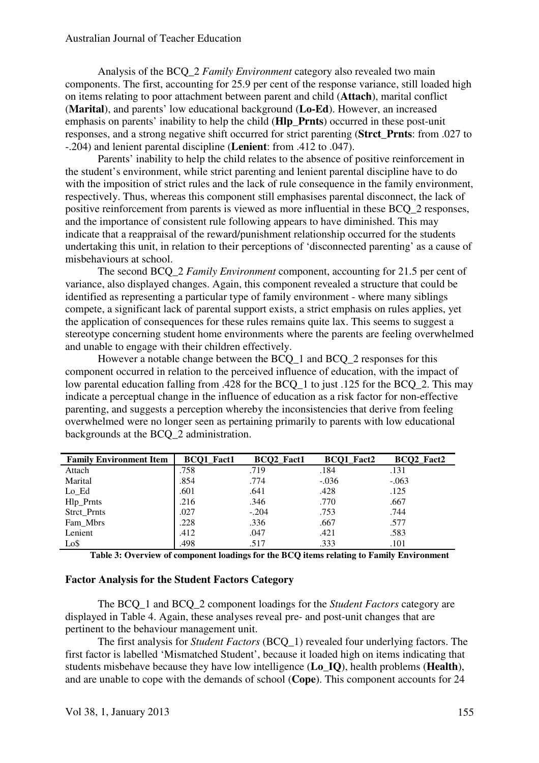Analysis of the BCQ_2 *Family Environment* category also revealed two main components. The first, accounting for 25.9 per cent of the response variance, still loaded high on items relating to poor attachment between parent and child (**Attach**), marital conflict (**Marital**), and parents' low educational background (**Lo-Ed**). However, an increased emphasis on parents' inability to help the child (**Hlp_Prnts**) occurred in these post-unit responses, and a strong negative shift occurred for strict parenting (**Strct_Prnts**: from .027 to -.204) and lenient parental discipline (**Lenient**: from .412 to .047).

Parents' inability to help the child relates to the absence of positive reinforcement in the student's environment, while strict parenting and lenient parental discipline have to do with the imposition of strict rules and the lack of rule consequence in the family environment, respectively. Thus, whereas this component still emphasises parental disconnect, the lack of positive reinforcement from parents is viewed as more influential in these BCQ_2 responses, and the importance of consistent rule following appears to have diminished. This may indicate that a reappraisal of the reward/punishment relationship occurred for the students undertaking this unit, in relation to their perceptions of 'disconnected parenting' as a cause of misbehaviours at school.

The second BCQ_2 *Family Environment* component, accounting for 21.5 per cent of variance, also displayed changes. Again, this component revealed a structure that could be identified as representing a particular type of family environment - where many siblings compete, a significant lack of parental support exists, a strict emphasis on rules applies, yet the application of consequences for these rules remains quite lax. This seems to suggest a stereotype concerning student home environments where the parents are feeling overwhelmed and unable to engage with their children effectively.

However a notable change between the BCQ_1 and BCQ_2 responses for this component occurred in relation to the perceived influence of education, with the impact of low parental education falling from .428 for the BCQ_1 to just .125 for the BCQ_2. This may indicate a perceptual change in the influence of education as a risk factor for non-effective parenting, and suggests a perception whereby the inconsistencies that derive from feeling overwhelmed were no longer seen as pertaining primarily to parents with low educational backgrounds at the BCQ_2 administration.

| Family Environment Item | BCQ1_Fact1 | BCQ2_Fact1 | BCQ1_Fact2 | BCQ2_Fact2 |
|---|---|---|---|---|
| Attach | .758 | .719 | .184 | .131 |
| Marital | .854 | .774 | -.036 | -.063 |
| Lo_Ed | .601 | .641 | .428 | .125 |
| Hlp_Prnts | .216 | .346 | .770 | .667 |
| Strct_Prnts | .027 | -.204 | .753 | .744 |
| Fam_Mbrs | .228 | .336 | .667 | .577 |
| Lenient | .412 | .047 | .421 | .583 |
| Lo$ | .498 | .517 | .333 | .101 |

**Table 3: Overview of component loadings for the BCQ items relating to Family Environment**

### Factor Analysis for the Student Factors Category

The BCQ_1 and BCQ_2 component loadings for the *Student Factors* category are displayed in Table 4. Again, these analyses reveal pre- and post-unit changes that are pertinent to the behaviour management unit.

The first analysis for *Student Factors* (BCQ_1) revealed four underlying factors. The first factor is labelled 'Mismatched Student', because it loaded high on items indicating that students misbehave because they have low intelligence (**Lo_IQ**), health problems (**Health**), and are unable to cope with the demands of school (**Cope**). This component accounts for 24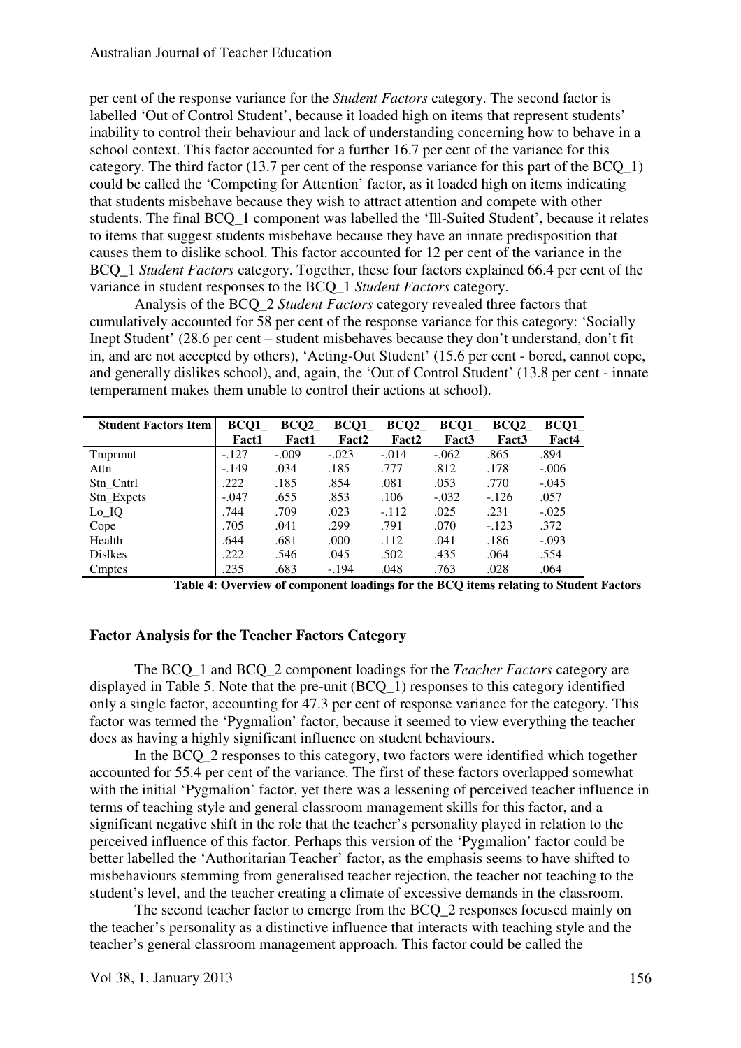per cent of the response variance for the *Student Factors* category. The second factor is labelled 'Out of Control Student', because it loaded high on items that represent students' inability to control their behaviour and lack of understanding concerning how to behave in a school context. This factor accounted for a further 16.7 per cent of the variance for this category. The third factor (13.7 per cent of the response variance for this part of the BCQ_1) could be called the 'Competing for Attention' factor, as it loaded high on items indicating that students misbehave because they wish to attract attention and compete with other students. The final BCQ_1 component was labelled the 'Ill-Suited Student', because it relates to items that suggest students misbehave because they have an innate predisposition that causes them to dislike school. This factor accounted for 12 per cent of the variance in the BCQ_1 *Student Factors* category. Together, these four factors explained 66.4 per cent of the variance in student responses to the BCQ_1 *Student Factors* category.

Analysis of the BCQ_2 *Student Factors* category revealed three factors that cumulatively accounted for 58 per cent of the response variance for this category: 'Socially Inept Student' (28.6 per cent – student misbehaves because they don't understand, don't fit in, and are not accepted by others), 'Acting-Out Student' (15.6 per cent - bored, cannot cope, and generally dislikes school), and, again, the 'Out of Control Student' (13.8 per cent - innate temperament makes them unable to control their actions at school).

| Student Factors Item | BCQ1_ Fact1 | BCQ2_ Fact1 | BCQ1_ Fact2 | BCQ2_ Fact2 | BCQ1_ Fact3 | BCQ2_ Fact3 | BCQ1_ Fact4 |
|---|---|---|---|---|---|---|---|
| Tmprmnt | -.127 | -.009 | -.023 | -.014 | -.062 | .865 | .894 |
| Attn | -.149 | .034 | .185 | .777 | .812 | .178 | -.006 |
| Stn_Cntrl | .222 | .185 | .854 | .081 | .053 | .770 | -.045 |
| Stn_Expcts | -.047 | .655 | .853 | .106 | -.032 | -.126 | .057 |
| Lo_IQ | .744 | .709 | .023 | -.112 | .025 | .231 | -.025 |
| Cope | .705 | .041 | .299 | .791 | .070 | -.123 | .372 |
| Health | .644 | .681 | .000 | .112 | .041 | .186 | -.093 |
| Dislkes | .222 | .546 | .045 | .502 | .435 | .064 | .554 |
| Cmptes | .235 | .683 | -.194 | .048 | .763 | .028 | .064 |

**Table 4: Overview of component loadings for the BCQ items relating to Student Factors**

### Factor Analysis for the Teacher Factors Category

The BCQ_1 and BCQ_2 component loadings for the *Teacher Factors* category are displayed in Table 5. Note that the pre-unit (BCQ_1) responses to this category identified only a single factor, accounting for 47.3 per cent of response variance for the category. This factor was termed the 'Pygmalion' factor, because it seemed to view everything the teacher does as having a highly significant influence on student behaviours.

In the BCQ_2 responses to this category, two factors were identified which together accounted for 55.4 per cent of the variance. The first of these factors overlapped somewhat with the initial 'Pygmalion' factor, yet there was a lessening of perceived teacher influence in terms of teaching style and general classroom management skills for this factor, and a significant negative shift in the role that the teacher's personality played in relation to the perceived influence of this factor. Perhaps this version of the 'Pygmalion' factor could be better labelled the 'Authoritarian Teacher' factor, as the emphasis seems to have shifted to misbehaviours stemming from generalised teacher rejection, the teacher not teaching to the student's level, and the teacher creating a climate of excessive demands in the classroom.

The second teacher factor to emerge from the BCQ_2 responses focused mainly on the teacher's personality as a distinctive influence that interacts with teaching style and the teacher's general classroom management approach. This factor could be called the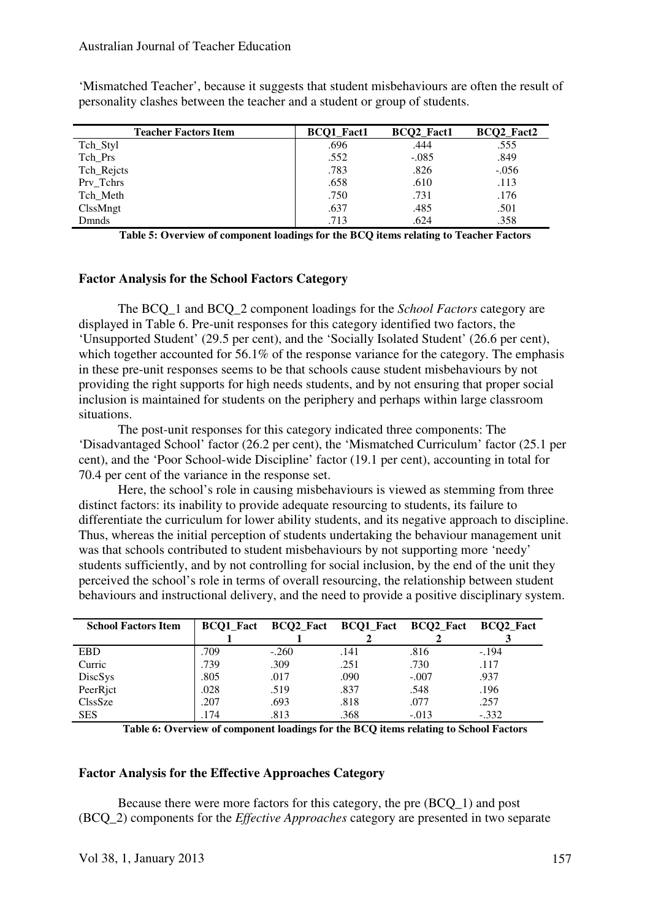'Mismatched Teacher', because it suggests that student misbehaviours are often the result of personality clashes between the teacher and a student or group of students.

| Teacher Factors Item | BCQ1_Fact1 | BCQ2_Fact1 | BCQ2_Fact2 |
|---|---|---|---|
| Tch_Styl | .696 | .444 | .555 |
| Tch_Prs | .552 | -.085 | .849 |
| Tch_Rejcts | .783 | .826 | -.056 |
| Prv_Tchrs | .658 | .610 | .113 |
| Tch_Meth | .750 | .731 | .176 |
| ClssMngt | .637 | .485 | .501 |
| Dmnds | .713 | .624 | .358 |

**Table 5: Overview of component loadings for the BCQ items relating to Teacher Factors**

### Factor Analysis for the School Factors Category

The BCQ_1 and BCQ_2 component loadings for the *School Factors* category are displayed in Table 6. Pre-unit responses for this category identified two factors, the 'Unsupported Student' (29.5 per cent), and the 'Socially Isolated Student' (26.6 per cent), which together accounted for 56.1% of the response variance for the category. The emphasis in these pre-unit responses seems to be that schools cause student misbehaviours by not providing the right supports for high needs students, and by not ensuring that proper social inclusion is maintained for students on the periphery and perhaps within large classroom situations.

The post-unit responses for this category indicated three components: The 'Disadvantaged School' factor (26.2 per cent), the 'Mismatched Curriculum' factor (25.1 per cent), and the 'Poor School-wide Discipline' factor (19.1 per cent), accounting in total for 70.4 per cent of the variance in the response set.

Here, the school's role in causing misbehaviours is viewed as stemming from three distinct factors: its inability to provide adequate resourcing to students, its failure to differentiate the curriculum for lower ability students, and its negative approach to discipline. Thus, whereas the initial perception of students undertaking the behaviour management unit was that schools contributed to student misbehaviours by not supporting more 'needy' students sufficiently, and by not controlling for social inclusion, by the end of the unit they perceived the school's role in terms of overall resourcing, the relationship between student behaviours and instructional delivery, and the need to provide a positive disciplinary system.

| School Factors Item | BCQ1_Fact 1 | BCQ2_Fact 1 | BCQ1_Fact 2 | BCQ2_Fact 2 | BCQ2_Fact 3 |
|---|---|---|---|---|---|
| EBD | .709 | -.260 | .141 | .816 | -.194 |
| Curric | .739 | .309 | .251 | .730 | .117 |
| DiscSys | .805 | .017 | .090 | -.007 | .937 |
| PeerRjct | .028 | .519 | .837 | .548 | .196 |
| ClssSze | .207 | .693 | .818 | .077 | .257 |
| SES | .174 | .813 | .368 | -.013 | -.332 |

**Table 6: Overview of component loadings for the BCQ items relating to School Factors**

### Factor Analysis for the Effective Approaches Category

Because there were more factors for this category, the pre (BCQ_1) and post (BCQ_2) components for the *Effective Approaches* category are presented in two separate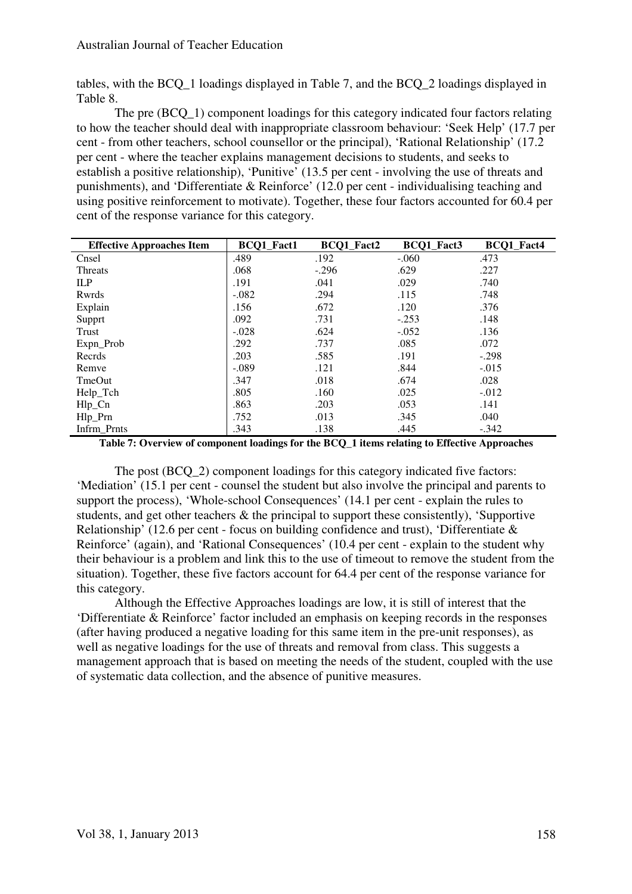tables, with the BCQ_1 loadings displayed in Table 7, and the BCQ_2 loadings displayed in Table 8.

The pre (BCQ_1) component loadings for this category indicated four factors relating to how the teacher should deal with inappropriate classroom behaviour: 'Seek Help' (17.7 per cent - from other teachers, school counsellor or the principal), 'Rational Relationship' (17.2 per cent - where the teacher explains management decisions to students, and seeks to establish a positive relationship), 'Punitive' (13.5 per cent - involving the use of threats and punishments), and 'Differentiate & Reinforce' (12.0 per cent - individualising teaching and using positive reinforcement to motivate). Together, these four factors accounted for 60.4 per cent of the response variance for this category.

| Effective Approaches Item | BCQ1_Fact1 | BCQ1_Fact2 | BCQ1_Fact3 | BCQ1_Fact4 |
|---|---|---|---|---|
| Cnsel | .489 | .192 | -.060 | .473 |
| Threats | .068 | -.296 | .629 | .227 |
| ILP | .191 | .041 | .029 | .740 |
| Rwrds | -.082 | .294 | .115 | .748 |
| Explain | .156 | .672 | .120 | .376 |
| Supprt | .092 | .731 | -.253 | .148 |
| Trust | -.028 | .624 | -.052 | .136 |
| Expn_Prob | .292 | .737 | .085 | .072 |
| Recrds | .203 | .585 | .191 | -.298 |
| Remve | -.089 | .121 | .844 | -.015 |
| TmeOut | .347 | .018 | .674 | .028 |
| Help_Tch | .805 | .160 | .025 | -.012 |
| Hlp_Cn | .863 | .203 | .053 | .141 |
| Hlp_Prn | .752 | .013 | .345 | .040 |
| Infrm_Prnts | .343 | .138 | .445 | -.342 |

**Table 7: Overview of component loadings for the BCQ_1 items relating to Effective Approaches**

The post (BCQ_2) component loadings for this category indicated five factors: 'Mediation' (15.1 per cent - counsel the student but also involve the principal and parents to support the process), 'Whole-school Consequences' (14.1 per cent - explain the rules to students, and get other teachers & the principal to support these consistently), 'Supportive Relationship' (12.6 per cent - focus on building confidence and trust), 'Differentiate & Reinforce' (again), and 'Rational Consequences' (10.4 per cent - explain to the student why their behaviour is a problem and link this to the use of timeout to remove the student from the situation). Together, these five factors account for 64.4 per cent of the response variance for this category.

Although the Effective Approaches loadings are low, it is still of interest that the 'Differentiate & Reinforce' factor included an emphasis on keeping records in the responses (after having produced a negative loading for this same item in the pre-unit responses), as well as negative loadings for the use of threats and removal from class. This suggests a management approach that is based on meeting the needs of the student, coupled with the use of systematic data collection, and the absence of punitive measures.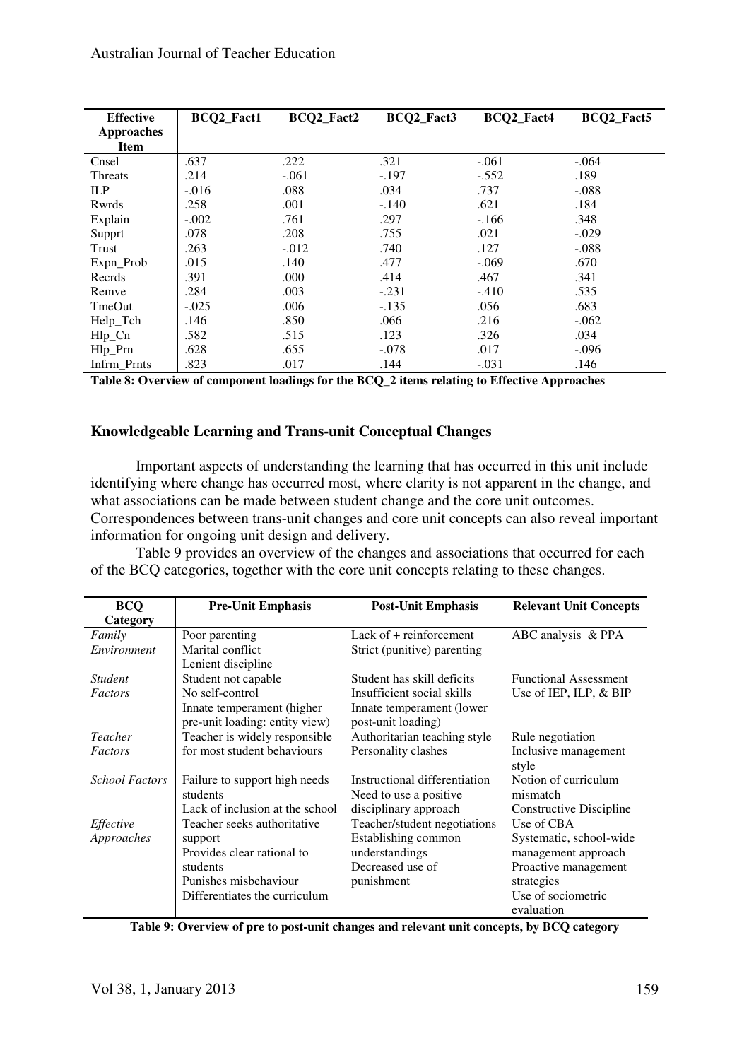| Effective Approaches Item | BCQ2_Fact1 | BCQ2_Fact2 | BCQ2_Fact3 | BCQ2_Fact4 | BCQ2_Fact5 |
|---|---|---|---|---|---|
| Cnsel | .637 | .222 | .321 | -.061 | -.064 |
| Threats | .214 | -.061 | -.197 | -.552 | .189 |
| ILP | -.016 | .088 | .034 | .737 | -.088 |
| Rwrds | .258 | .001 | -.140 | .621 | .184 |
| Explain | -.002 | .761 | .297 | -.166 | .348 |
| Supprt | .078 | .208 | .755 | .021 | -.029 |
| Trust | .263 | -.012 | .740 | .127 | -.088 |
| Expn_Prob | .015 | .140 | .477 | -.069 | .670 |
| Recrds | .391 | .000 | .414 | .467 | .341 |
| Remve | .284 | .003 | -.231 | -.410 | .535 |
| TmeOut | -.025 | .006 | -.135 | .056 | .683 |
| Help_Tch | .146 | .850 | .066 | .216 | -.062 |
| Hlp_Cn | .582 | .515 | .123 | .326 | .034 |
| Hlp_Prn | .628 | .655 | -.078 | .017 | -.096 |
| Infrm_Prnts | .823 | .017 | .144 | -.031 | .146 |

**Table 8: Overview of component loadings for the BCQ_2 items relating to Effective Approaches**

### Knowledgeable Learning and Trans-unit Conceptual Changes

Important aspects of understanding the learning that has occurred in this unit include identifying where change has occurred most, where clarity is not apparent in the change, and what associations can be made between student change and the core unit outcomes. Correspondences between trans-unit changes and core unit concepts can also reveal important information for ongoing unit design and delivery.

Table 9 provides an overview of the changes and associations that occurred for each of the BCQ categories, together with the core unit concepts relating to these changes.

| BCQ Category | Pre-Unit Emphasis | Post-Unit Emphasis | Relevant Unit Concepts |
|---|---|---|---|
| *Family Environment* | Poor parenting<br>Marital conflict<br>Lenient discipline | Lack of + reinforcement<br>Strict (punitive) parenting | ABC analysis & PPA |
| *Student Factors* | Student not capable<br>No self-control<br>Innate temperament (higher pre-unit loading: entity view) | Student has skill deficits<br>Insufficient social skills<br>Innate temperament (lower post-unit loading) | Functional Assessment<br>Use of IEP, ILP, & BIP |
| *Teacher Factors* | Teacher is widely responsible for most student behaviours | Authoritarian teaching style<br>Personality clashes | Rule negotiation<br>Inclusive management style |
| *School Factors* | Failure to support high needs students<br>Lack of inclusion at the school | Instructional differentiation<br>Need to use a positive disciplinary approach | Notion of curriculum mismatch<br>Constructive Discipline |
| *Effective Approaches* | Teacher seeks authoritative support<br>Provides clear rational to students<br>Punishes misbehaviour<br>Differentiates the curriculum | Teacher/student negotiations<br>Establishing common understandings<br>Decreased use of punishment | Use of CBA<br>Systematic, school-wide management approach<br>Proactive management strategies<br>Use of sociometric evaluation |

**Table 9: Overview of pre to post-unit changes and relevant unit concepts, by BCQ category**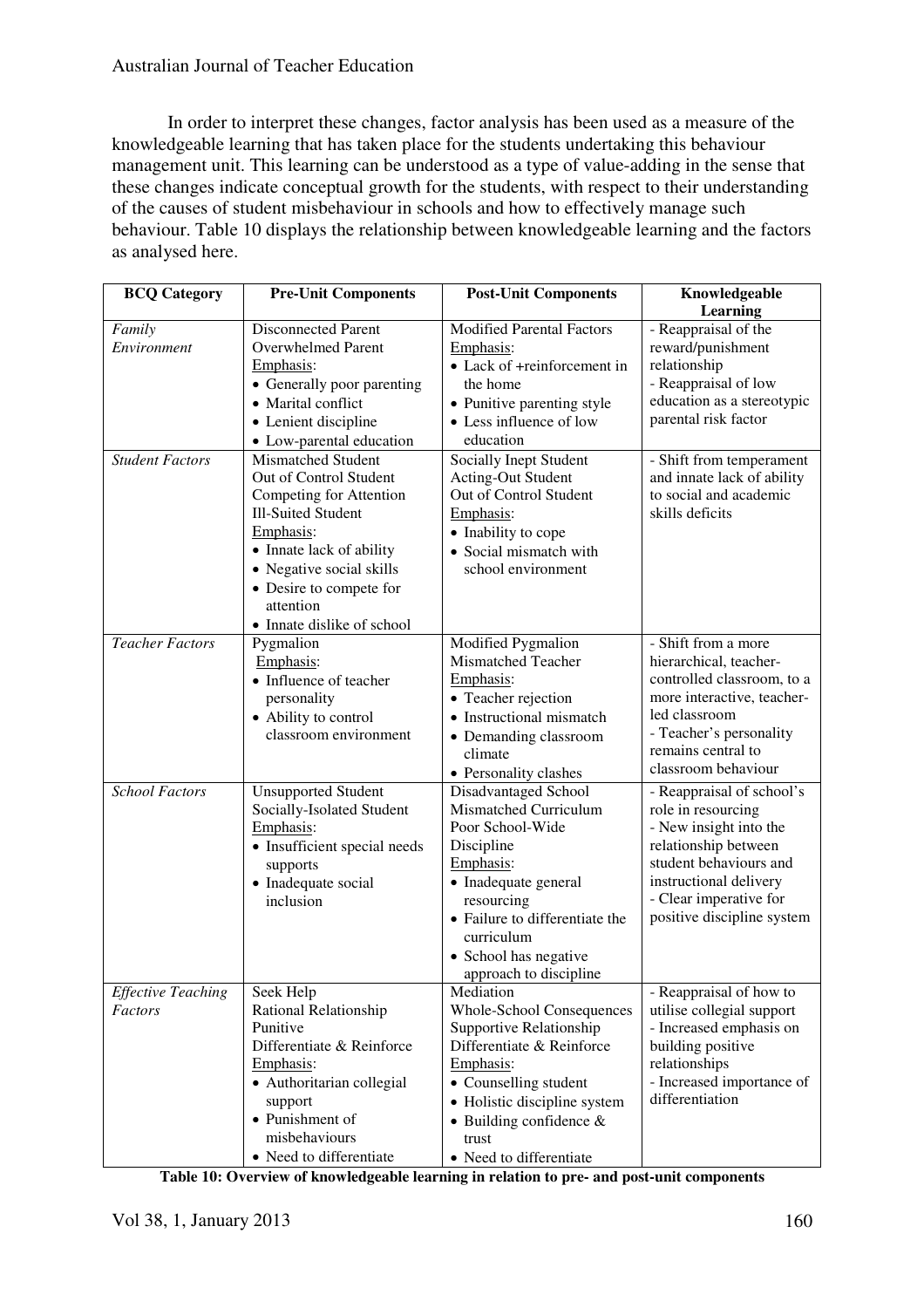In order to interpret these changes, factor analysis has been used as a measure of the knowledgeable learning that has taken place for the students undertaking this behaviour management unit. This learning can be understood as a type of value-adding in the sense that these changes indicate conceptual growth for the students, with respect to their understanding of the causes of student misbehaviour in schools and how to effectively manage such behaviour. Table 10 displays the relationship between knowledgeable learning and the factors as analysed here.

| BCQ Category | Pre-Unit Components | Post-Unit Components | Knowledgeable Learning |
|---|---|---|---|
| *Family Environment* | Disconnected Parent<br>Overwhelmed Parent<br>Emphasis:<br>• Generally poor parenting<br>• Marital conflict<br>• Lenient discipline<br>• Low-parental education | Modified Parental Factors<br>Emphasis:<br>• Lack of +reinforcement in the home<br>• Punitive parenting style<br>• Less influence of low education | - Reappraisal of the reward/punishment relationship<br>- Reappraisal of low education as a stereotypic parental risk factor |
| *Student Factors* | Mismatched Student<br>Out of Control Student<br>Competing for Attention<br>Ill-Suited Student<br>Emphasis:<br>• Innate lack of ability<br>• Negative social skills<br>• Desire to compete for attention<br>• Innate dislike of school | Socially Inept Student<br>Acting-Out Student<br>Out of Control Student<br>Emphasis:<br>• Inability to cope<br>• Social mismatch with school environment | - Shift from temperament and innate lack of ability to social and academic skills deficits |
| *Teacher Factors* | Pygmalion<br>Emphasis:<br>• Influence of teacher personality<br>• Ability to control classroom environment | Modified Pygmalion<br>Mismatched Teacher<br>Emphasis:<br>• Teacher rejection<br>• Instructional mismatch<br>• Demanding classroom climate<br>• Personality clashes | - Shift from a more hierarchical, teacher-controlled classroom, to a more interactive, teacher-led classroom<br>- Teacher's personality remains central to classroom behaviour |
| *School Factors* | Unsupported Student<br>Socially-Isolated Student<br>Emphasis:<br>• Insufficient special needs supports<br>• Inadequate social inclusion | Disadvantaged School<br>Mismatched Curriculum<br>Poor School-Wide Discipline<br>Emphasis:<br>• Inadequate general resourcing<br>• Failure to differentiate the curriculum<br>• School has negative approach to discipline | - Reappraisal of school's role in resourcing<br>- New insight into the relationship between student behaviours and instructional delivery<br>- Clear imperative for positive discipline system |
| *Effective Teaching Factors* | Seek Help<br>Rational Relationship<br>Punitive<br>Differentiate & Reinforce<br>Emphasis:<br>• Authoritarian collegial support<br>• Punishment of misbehaviours<br>• Need to differentiate | Mediation<br>Whole-School Consequences<br>Supportive Relationship<br>Differentiate & Reinforce<br>Emphasis:<br>• Counselling student<br>• Holistic discipline system<br>• Building confidence & trust<br>• Need to differentiate | - Reappraisal of how to utilise collegial support<br>- Increased emphasis on building positive relationships<br>- Increased importance of differentiation |

**Table 10: Overview of knowledgeable learning in relation to pre- and post-unit components**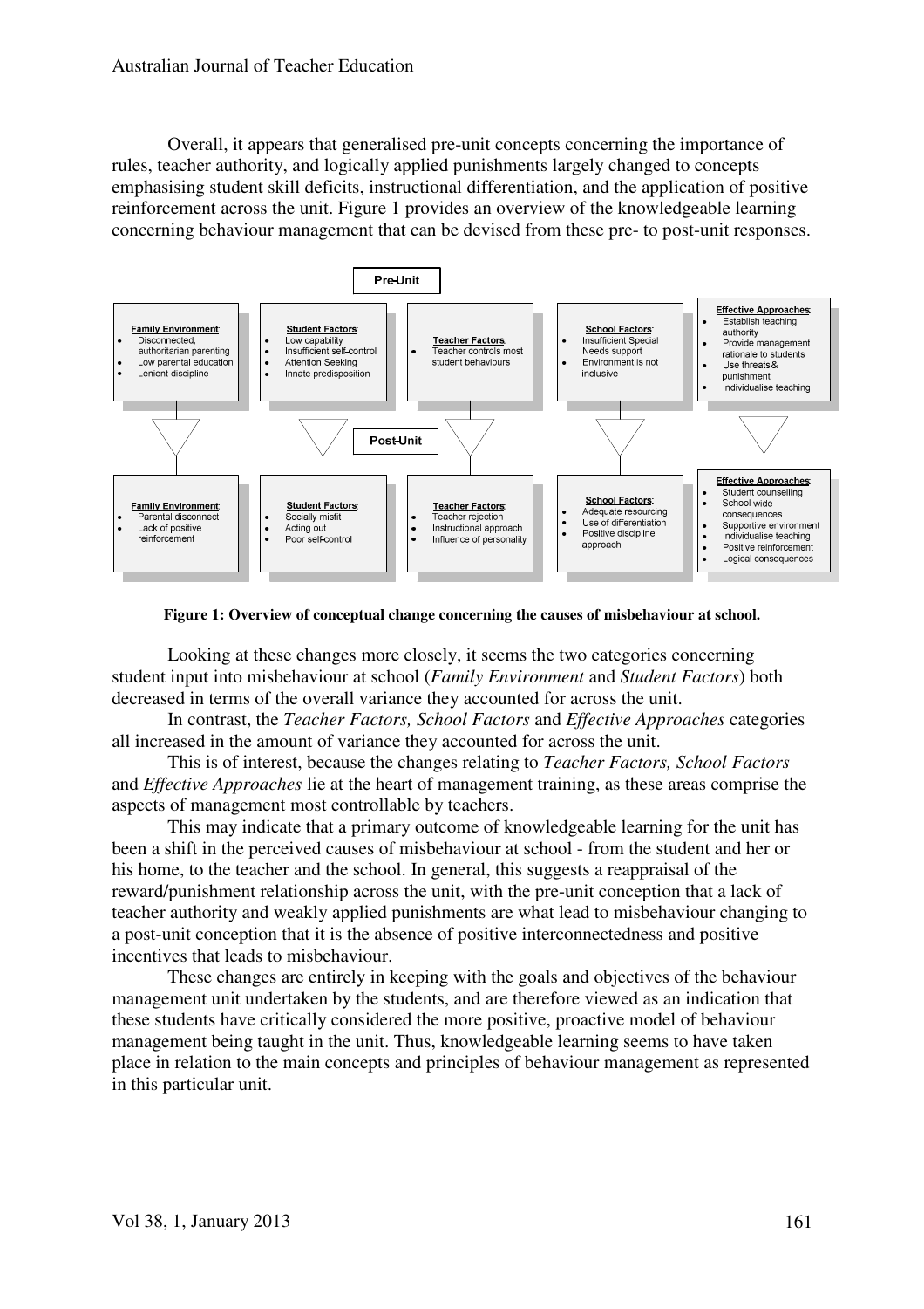Overall, it appears that generalised pre-unit concepts concerning the importance of rules, teacher authority, and logically applied punishments largely changed to concepts emphasising student skill deficits, instructional differentiation, and the application of positive reinforcement across the unit. Figure 1 provides an overview of the knowledgeable learning concerning behaviour management that can be devised from these pre- to post-unit responses.

**Pre-Unit**

| Family Environment | Student Factors | Teacher Factors | School Factors | Effective Approaches |
|---|---|---|---|---|
| • Disconnected, authoritarian parenting<br>• Low parental education<br>• Lenient discipline | • Low capability<br>• Insufficient self-control<br>• Attention Seeking<br>• Innate predisposition | • Teacher controls most student behaviours | • Insufficient Special Needs support<br>• Environment is not inclusive | • Establish teaching authority<br>• Provide management rationale to students<br>• Use threats & punishment<br>• Individualise teaching |

**Post-Unit**

| Family Environment | Student Factors | Teacher Factors | School Factors | Effective Approaches |
|---|---|---|---|---|
| • Parental disconnect<br>• Lack of positive reinforcement | • Socially misfit<br>• Acting out<br>• Poor self-control | • Teacher rejection<br>• Instructional approach<br>• Influence of personality | • Adequate resourcing<br>• Use of differentiation<br>• Positive discipline approach | • Student counselling<br>• School-wide consequences<br>• Supportive environment<br>• Individualise teaching<br>• Positive reinforcement<br>• Logical consequences |

**Figure 1: Overview of conceptual change concerning the causes of misbehaviour at school.**

Looking at these changes more closely, it seems the two categories concerning student input into misbehaviour at school (*Family Environment* and *Student Factors*) both decreased in terms of the overall variance they accounted for across the unit.

In contrast, the *Teacher Factors, School Factors* and *Effective Approaches* categories all increased in the amount of variance they accounted for across the unit.

This is of interest, because the changes relating to *Teacher Factors, School Factors* and *Effective Approaches* lie at the heart of management training, as these areas comprise the aspects of management most controllable by teachers.

This may indicate that a primary outcome of knowledgeable learning for the unit has been a shift in the perceived causes of misbehaviour at school - from the student and her or his home, to the teacher and the school. In general, this suggests a reappraisal of the reward/punishment relationship across the unit, with the pre-unit conception that a lack of teacher authority and weakly applied punishments are what lead to misbehaviour changing to a post-unit conception that it is the absence of positive interconnectedness and positive incentives that leads to misbehaviour.

These changes are entirely in keeping with the goals and objectives of the behaviour management unit undertaken by the students, and are therefore viewed as an indication that these students have critically considered the more positive, proactive model of behaviour management being taught in the unit. Thus, knowledgeable learning seems to have taken place in relation to the main concepts and principles of behaviour management as represented in this particular unit.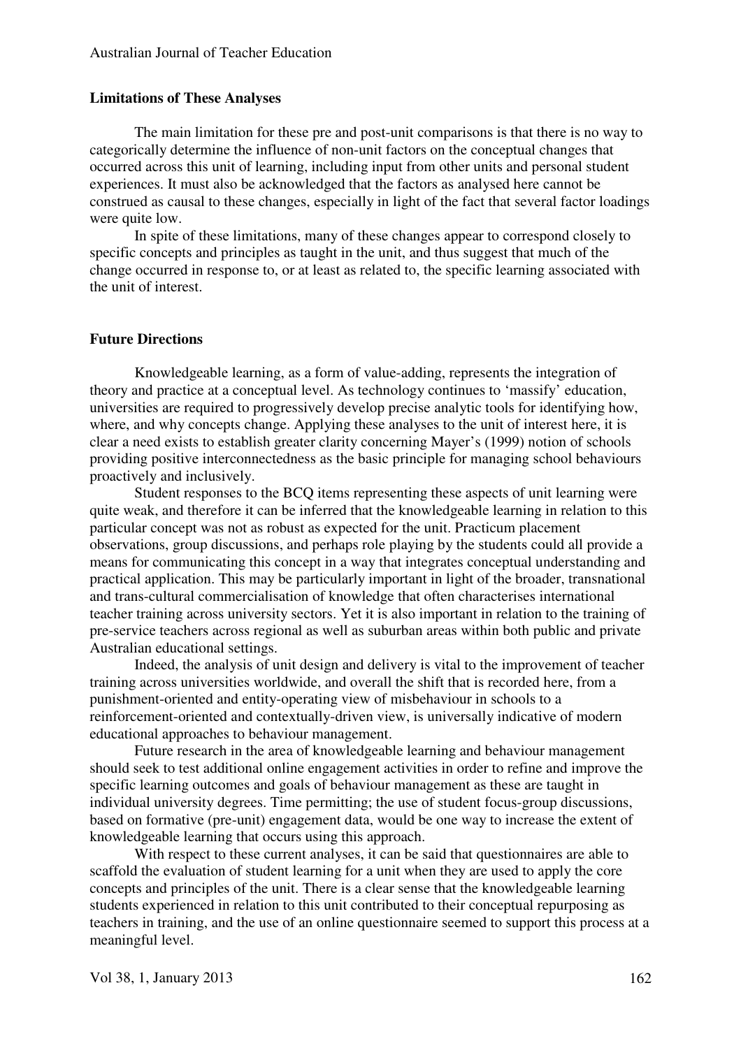### Limitations of These Analyses

The main limitation for these pre and post-unit comparisons is that there is no way to categorically determine the influence of non-unit factors on the conceptual changes that occurred across this unit of learning, including input from other units and personal student experiences. It must also be acknowledged that the factors as analysed here cannot be construed as causal to these changes, especially in light of the fact that several factor loadings were quite low.

In spite of these limitations, many of these changes appear to correspond closely to specific concepts and principles as taught in the unit, and thus suggest that much of the change occurred in response to, or at least as related to, the specific learning associated with the unit of interest.

### Future Directions

Knowledgeable learning, as a form of value-adding, represents the integration of theory and practice at a conceptual level. As technology continues to 'massify' education, universities are required to progressively develop precise analytic tools for identifying how, where, and why concepts change. Applying these analyses to the unit of interest here, it is clear a need exists to establish greater clarity concerning Mayer's (1999) notion of schools providing positive interconnectedness as the basic principle for managing school behaviours proactively and inclusively.

Student responses to the BCQ items representing these aspects of unit learning were quite weak, and therefore it can be inferred that the knowledgeable learning in relation to this particular concept was not as robust as expected for the unit. Practicum placement observations, group discussions, and perhaps role playing by the students could all provide a means for communicating this concept in a way that integrates conceptual understanding and practical application. This may be particularly important in light of the broader, transnational and trans-cultural commercialisation of knowledge that often characterises international teacher training across university sectors. Yet it is also important in relation to the training of pre-service teachers across regional as well as suburban areas within both public and private Australian educational settings.

Indeed, the analysis of unit design and delivery is vital to the improvement of teacher training across universities worldwide, and overall the shift that is recorded here, from a punishment-oriented and entity-operating view of misbehaviour in schools to a reinforcement-oriented and contextually-driven view, is universally indicative of modern educational approaches to behaviour management.

Future research in the area of knowledgeable learning and behaviour management should seek to test additional online engagement activities in order to refine and improve the specific learning outcomes and goals of behaviour management as these are taught in individual university degrees. Time permitting; the use of student focus-group discussions, based on formative (pre-unit) engagement data, would be one way to increase the extent of knowledgeable learning that occurs using this approach.

With respect to these current analyses, it can be said that questionnaires are able to scaffold the evaluation of student learning for a unit when they are used to apply the core concepts and principles of the unit. There is a clear sense that the knowledgeable learning students experienced in relation to this unit contributed to their conceptual repurposing as teachers in training, and the use of an online questionnaire seemed to support this process at a meaningful level.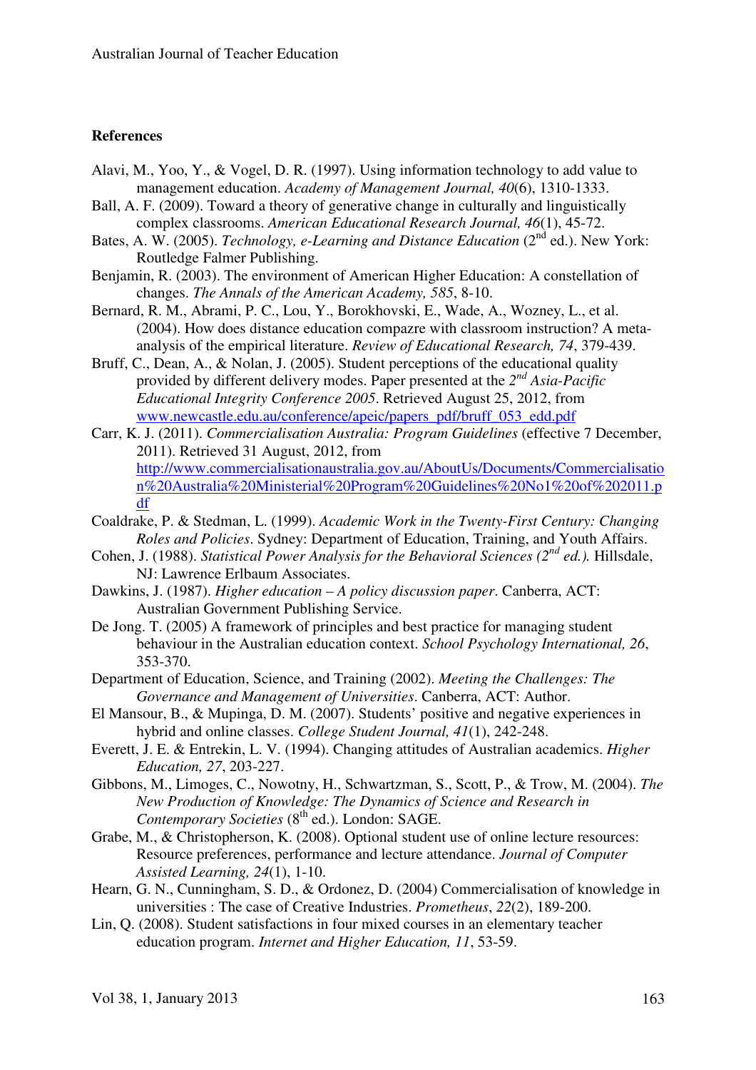**References**

Alavi, M., Yoo, Y., & Vogel, D. R. (1997). Using information technology to add value to management education. *Academy of Management Journal, 40*(6), 1310-1333.

Ball, A. F. (2009). Toward a theory of generative change in culturally and linguistically complex classrooms. *American Educational Research Journal, 46*(1), 45-72.

Bates, A. W. (2005). *Technology, e-Learning and Distance Education* (2nd ed.). New York: Routledge Falmer Publishing.

Benjamin, R. (2003). The environment of American Higher Education: A constellation of changes. *The Annals of the American Academy, 585*, 8-10.

Bernard, R. M., Abrami, P. C., Lou, Y., Borokhovski, E., Wade, A., Wozney, L., et al. (2004). How does distance education compazre with classroom instruction? A meta-analysis of the empirical literature. *Review of Educational Research, 74*, 379-439.

Bruff, C., Dean, A., & Nolan, J. (2005). Student perceptions of the educational quality provided by different delivery modes. Paper presented at the *2nd Asia-Pacific Educational Integrity Conference 2005*. Retrieved August 25, 2012, from www.newcastle.edu.au/conference/apeic/papers_pdf/bruff_053_edd.pdf

Carr, K. J. (2011). *Commercialisation Australia: Program Guidelines* (effective 7 December, 2011). Retrieved 31 August, 2012, from http://www.commercialisationaustralia.gov.au/AboutUs/Documents/Commercialisation%20Australia%20Ministerial%20Program%20Guidelines%20No1%20of%202011.pdf

Coaldrake, P. & Stedman, L. (1999). *Academic Work in the Twenty-First Century: Changing Roles and Policies*. Sydney: Department of Education, Training, and Youth Affairs.

Cohen, J. (1988). *Statistical Power Analysis for the Behavioral Sciences (2nd ed.).* Hillsdale, NJ: Lawrence Erlbaum Associates.

Dawkins, J. (1987). *Higher education – A policy discussion paper*. Canberra, ACT: Australian Government Publishing Service.

De Jong. T. (2005) A framework of principles and best practice for managing student behaviour in the Australian education context. *School Psychology International, 26*, 353-370.

Department of Education, Science, and Training (2002). *Meeting the Challenges: The Governance and Management of Universities*. Canberra, ACT: Author.

El Mansour, B., & Mupinga, D. M. (2007). Students' positive and negative experiences in hybrid and online classes. *College Student Journal, 41*(1), 242-248.

Everett, J. E. & Entrekin, L. V. (1994). Changing attitudes of Australian academics. *Higher Education, 27*, 203-227.

Gibbons, M., Limoges, C., Nowotny, H., Schwartzman, S., Scott, P., & Trow, M. (2004). *The New Production of Knowledge: The Dynamics of Science and Research in Contemporary Societies* (8th ed.). London: SAGE.

Grabe, M., & Christopherson, K. (2008). Optional student use of online lecture resources: Resource preferences, performance and lecture attendance. *Journal of Computer Assisted Learning, 24*(1), 1-10.

Hearn, G. N., Cunningham, S. D., & Ordonez, D. (2004) Commercialisation of knowledge in universities : The case of Creative Industries. *Prometheus*, *22*(2), 189-200.

Lin, Q. (2008). Student satisfactions in four mixed courses in an elementary teacher education program. *Internet and Higher Education, 11*, 53-59.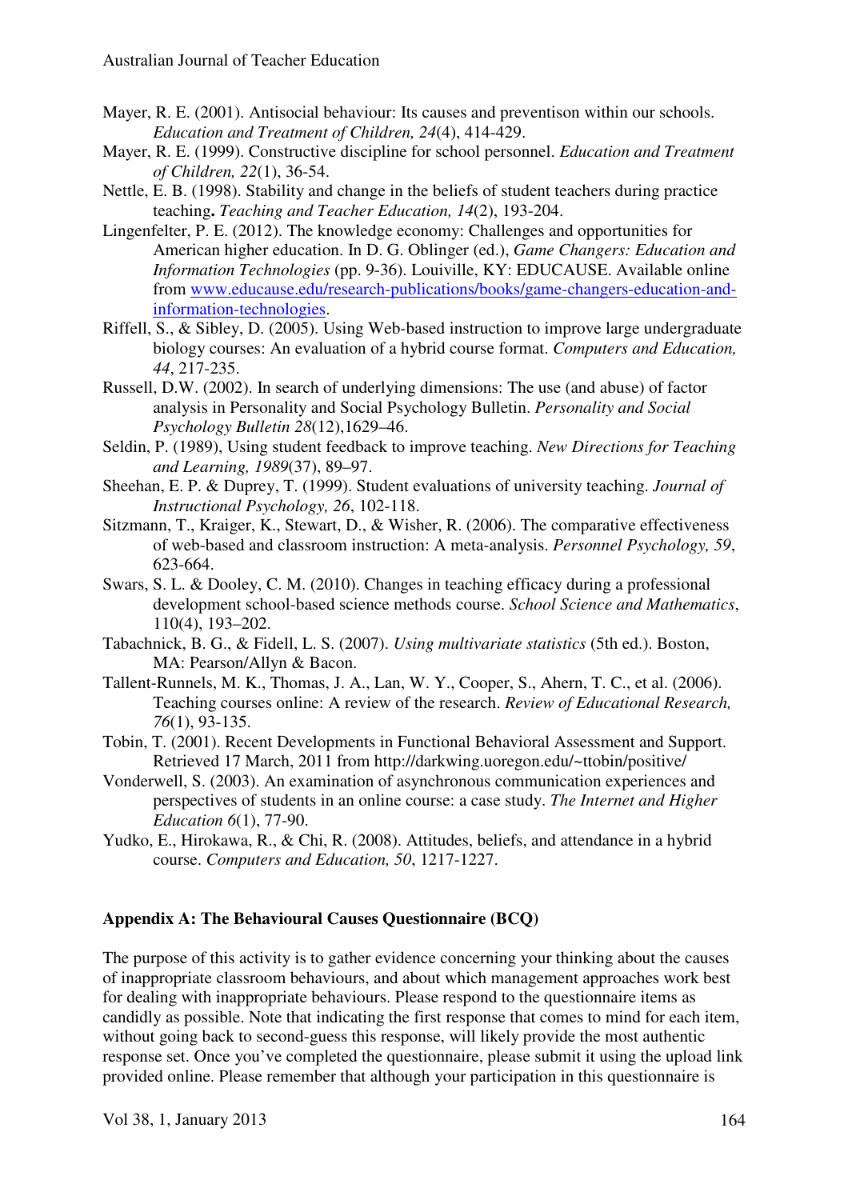Mayer, R. E. (2001). Antisocial behaviour: Its causes and preventison within our schools. *Education and Treatment of Children, 24*(4), 414-429.

Mayer, R. E. (1999). Constructive discipline for school personnel. *Education and Treatment of Children, 22*(1), 36-54.

Nettle, E. B. (1998). Stability and change in the beliefs of student teachers during practice teaching**.** *Teaching and Teacher Education, 14*(2), 193-204.

Lingenfelter, P. E. (2012). The knowledge economy: Challenges and opportunities for American higher education. In D. G. Oblinger (ed.), *Game Changers: Education and Information Technologies* (pp. 9-36). Louiville, KY: EDUCAUSE. Available online from [www.educause.edu/research-publications/books/game-changers-education-and-information-technologies](www.educause.edu/research-publications/books/game-changers-education-and-information-technologies).

Riffell, S., & Sibley, D. (2005). Using Web-based instruction to improve large undergraduate biology courses: An evaluation of a hybrid course format. *Computers and Education, 44*, 217-235.

Russell, D.W. (2002). In search of underlying dimensions: The use (and abuse) of factor analysis in Personality and Social Psychology Bulletin. *Personality and Social Psychology Bulletin 28*(12),1629–46.

Seldin, P. (1989), Using student feedback to improve teaching. *New Directions for Teaching and Learning, 1989*(37), 89–97.

Sheehan, E. P. & Duprey, T. (1999). Student evaluations of university teaching. *Journal of Instructional Psychology, 26*, 102-118.

Sitzmann, T., Kraiger, K., Stewart, D., & Wisher, R. (2006). The comparative effectiveness of web-based and classroom instruction: A meta-analysis. *Personnel Psychology, 59*, 623-664.

Swars, S. L. & Dooley, C. M. (2010). Changes in teaching efficacy during a professional development school-based science methods course. *School Science and Mathematics*, 110(4), 193–202.

Tabachnick, B. G., & Fidell, L. S. (2007). *Using multivariate statistics* (5th ed.). Boston, MA: Pearson/Allyn & Bacon.

Tallent-Runnels, M. K., Thomas, J. A., Lan, W. Y., Cooper, S., Ahern, T. C., et al. (2006). Teaching courses online: A review of the research. *Review of Educational Research, 76*(1), 93-135.

Tobin, T. (2001). Recent Developments in Functional Behavioral Assessment and Support. Retrieved 17 March, 2011 from http://darkwing.uoregon.edu/~ttobin/positive/

Vonderwell, S. (2003). An examination of asynchronous communication experiences and perspectives of students in an online course: a case study. *The Internet and Higher Education 6*(1), 77-90.

Yudko, E., Hirokawa, R., & Chi, R. (2008). Attitudes, beliefs, and attendance in a hybrid course. *Computers and Education, 50*, 1217-1227.

## Appendix A: The Behavioural Causes Questionnaire (BCQ)

The purpose of this activity is to gather evidence concerning your thinking about the causes of inappropriate classroom behaviours, and about which management approaches work best for dealing with inappropriate behaviours. Please respond to the questionnaire items as candidly as possible. Note that indicating the first response that comes to mind for each item, without going back to second-guess this response, will likely provide the most authentic response set. Once you've completed the questionnaire, please submit it using the upload link provided online. Please remember that although your participation in this questionnaire is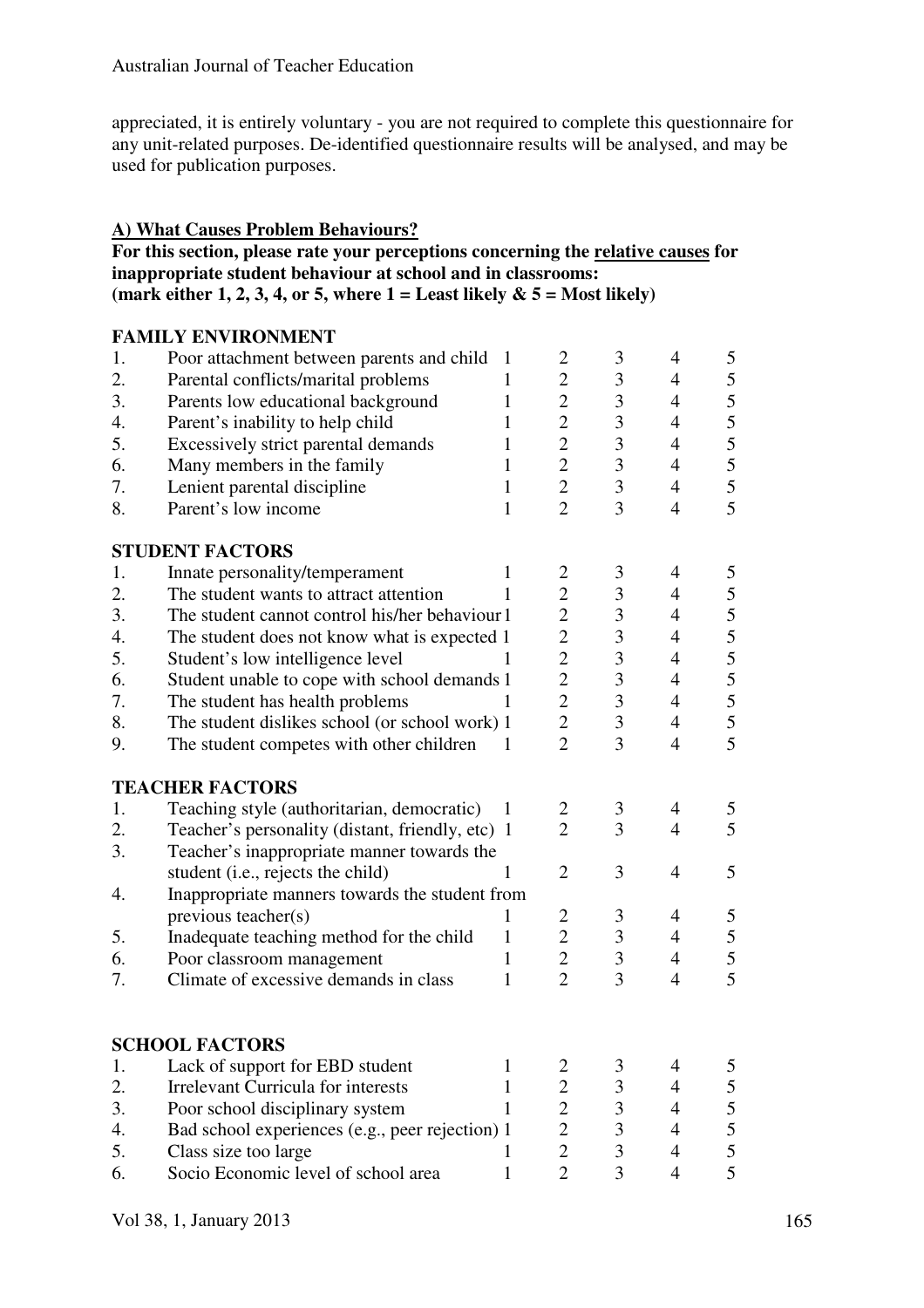appreciated, it is entirely voluntary - you are not required to complete this questionnaire for any unit-related purposes. De-identified questionnaire results will be analysed, and may be used for publication purposes.

**A) What Causes Problem Behaviours?**

**For this section, please rate your perceptions concerning the relative causes for inappropriate student behaviour at school and in classrooms:**
**(mark either 1, 2, 3, 4, or 5, where 1 = Least likely & 5 = Most likely)**

**FAMILY ENVIRONMENT**

| | | | | | | |
|---|---|---|---|---|---|---|
| 1. | Poor attachment between parents and child | 1 | 2 | 3 | 4 | 5 |
| 2. | Parental conflicts/marital problems | 1 | 2 | 3 | 4 | 5 |
| 3. | Parents low educational background | 1 | 2 | 3 | 4 | 5 |
| 4. | Parent's inability to help child | 1 | 2 | 3 | 4 | 5 |
| 5. | Excessively strict parental demands | 1 | 2 | 3 | 4 | 5 |
| 6. | Many members in the family | 1 | 2 | 3 | 4 | 5 |
| 7. | Lenient parental discipline | 1 | 2 | 3 | 4 | 5 |
| 8. | Parent's low income | 1 | 2 | 3 | 4 | 5 |

**STUDENT FACTORS**

| | | | | | | |
|---|---|---|---|---|---|---|
| 1. | Innate personality/temperament | 1 | 2 | 3 | 4 | 5 |
| 2. | The student wants to attract attention | 1 | 2 | 3 | 4 | 5 |
| 3. | The student cannot control his/her behaviour | 1 | 2 | 3 | 4 | 5 |
| 4. | The student does not know what is expected | 1 | 2 | 3 | 4 | 5 |
| 5. | Student's low intelligence level | 1 | 2 | 3 | 4 | 5 |
| 6. | Student unable to cope with school demands | 1 | 2 | 3 | 4 | 5 |
| 7. | The student has health problems | 1 | 2 | 3 | 4 | 5 |
| 8. | The student dislikes school (or school work) | 1 | 2 | 3 | 4 | 5 |
| 9. | The student competes with other children | 1 | 2 | 3 | 4 | 5 |

**TEACHER FACTORS**

| | | | | | | |
|---|---|---|---|---|---|---|
| 1. | Teaching style (authoritarian, democratic) | 1 | 2 | 3 | 4 | 5 |
| 2. | Teacher's personality (distant, friendly, etc) | 1 | 2 | 3 | 4 | 5 |
| 3. | Teacher's inappropriate manner towards the student (i.e., rejects the child) | 1 | 2 | 3 | 4 | 5 |
| 4. | Inappropriate manners towards the student from previous teacher(s) | 1 | 2 | 3 | 4 | 5 |
| 5. | Inadequate teaching method for the child | 1 | 2 | 3 | 4 | 5 |
| 6. | Poor classroom management | 1 | 2 | 3 | 4 | 5 |
| 7. | Climate of excessive demands in class | 1 | 2 | 3 | 4 | 5 |

**SCHOOL FACTORS**

| | | | | | | |
|---|---|---|---|---|---|---|
| 1. | Lack of support for EBD student | 1 | 2 | 3 | 4 | 5 |
| 2. | Irrelevant Curricula for interests | 1 | 2 | 3 | 4 | 5 |
| 3. | Poor school disciplinary system | 1 | 2 | 3 | 4 | 5 |
| 4. | Bad school experiences (e.g., peer rejection) | 1 | 2 | 3 | 4 | 5 |
| 5. | Class size too large | 1 | 2 | 3 | 4 | 5 |
| 6. | Socio Economic level of school area | 1 | 2 | 3 | 4 | 5 |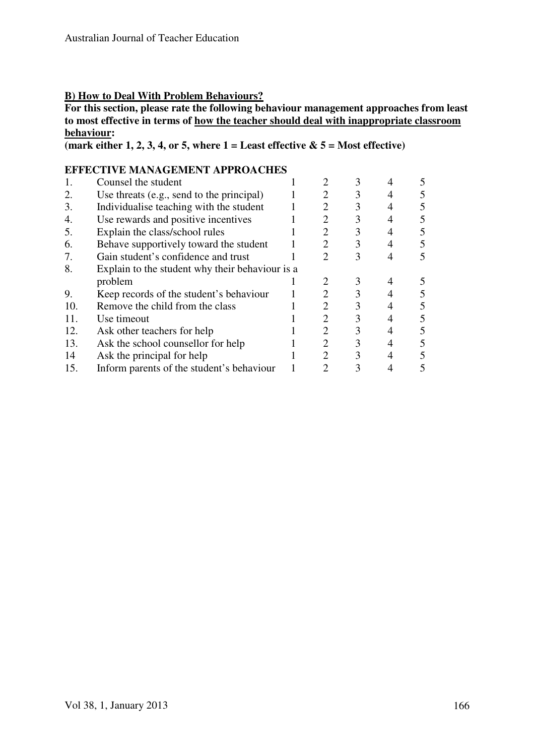**B) How to Deal With Problem Behaviours?**

**For this section, please rate the following behaviour management approaches from least to most effective in terms of how the teacher should deal with inappropriate classroom behaviour:**

**(mark either 1, 2, 3, 4, or 5, where 1 = Least effective & 5 = Most effective)**

**EFFECTIVE MANAGEMENT APPROACHES**

| | | | | | | |
|---|---|---|---|---|---|---|
| 1. | Counsel the student | 1 | 2 | 3 | 4 | 5 |
| 2. | Use threats (e.g., send to the principal) | 1 | 2 | 3 | 4 | 5 |
| 3. | Individualise teaching with the student | 1 | 2 | 3 | 4 | 5 |
| 4. | Use rewards and positive incentives | 1 | 2 | 3 | 4 | 5 |
| 5. | Explain the class/school rules | 1 | 2 | 3 | 4 | 5 |
| 6. | Behave supportively toward the student | 1 | 2 | 3 | 4 | 5 |
| 7. | Gain student's confidence and trust | 1 | 2 | 3 | 4 | 5 |
| 8. | Explain to the student why their behaviour is a problem | 1 | 2 | 3 | 4 | 5 |
| 9. | Keep records of the student's behaviour | 1 | 2 | 3 | 4 | 5 |
| 10. | Remove the child from the class | 1 | 2 | 3 | 4 | 5 |
| 11. | Use timeout | 1 | 2 | 3 | 4 | 5 |
| 12. | Ask other teachers for help | 1 | 2 | 3 | 4 | 5 |
| 13. | Ask the school counsellor for help | 1 | 2 | 3 | 4 | 5 |
| 14 | Ask the principal for help | 1 | 2 | 3 | 4 | 5 |
| 15. | Inform parents of the student's behaviour | 1 | 2 | 3 | 4 | 5 |